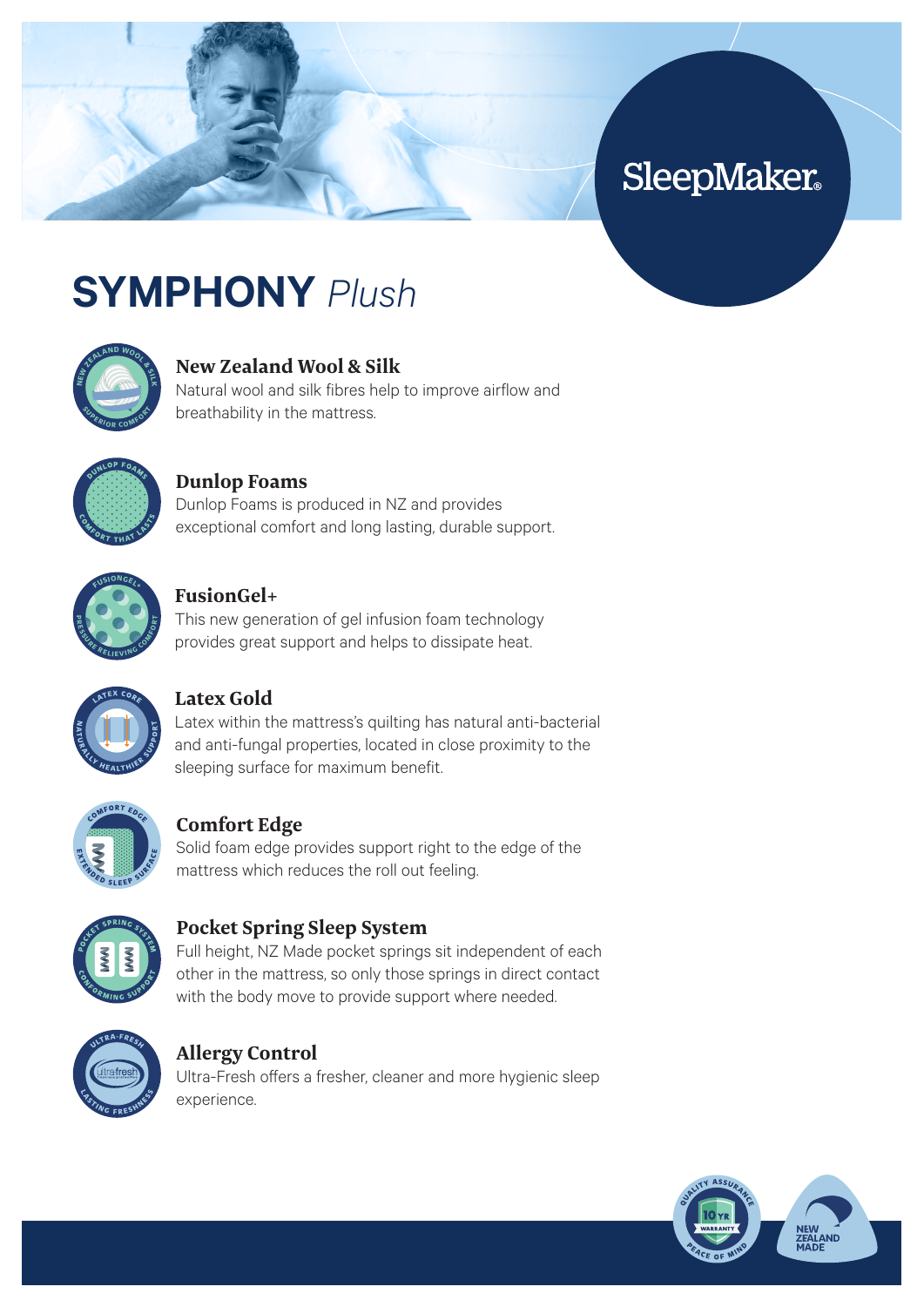SleepMaker

# SYMPHONY *Plush*

### New Zealand Wool & Silk
Natural wool and silk fibres help to improve airflow and breathability in the mattress.

### Dunlop Foams
Dunlop Foams is produced in NZ and provides exceptional comfort and long lasting, durable support.

### FusionGel+
This new generation of gel infusion foam technology provides great support and helps to dissipate heat.

### Latex Gold
Latex within the mattress's quilting has natural anti-bacterial and anti-fungal properties, located in close proximity to the sleeping surface for maximum benefit.

### Comfort Edge
Solid foam edge provides support right to the edge of the mattress which reduces the roll out feeling.

### Pocket Spring Sleep System
Full height, NZ Made pocket springs sit independent of each other in the mattress, so only those springs in direct contact with the body move to provide support where needed.

### Allergy Control
Ultra-Fresh offers a fresher, cleaner and more hygienic sleep experience.

Quality Assurance – 10 YR Warranty – Peace of Mind

New Zealand Made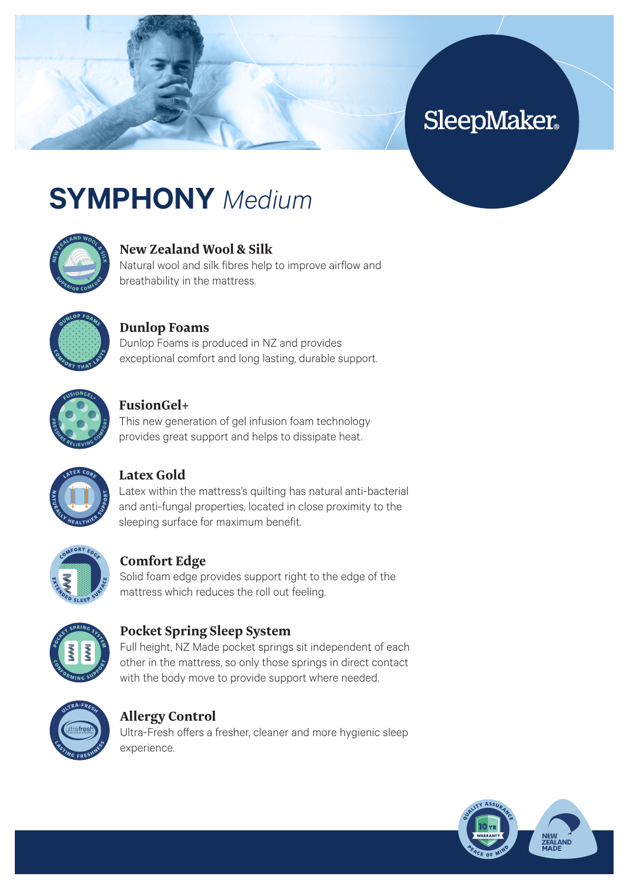SleepMaker

# SYMPHONY *Medium*

### New Zealand Wool & Silk

Natural wool and silk fibres help to improve airflow and breathability in the mattress.

### Dunlop Foams

Dunlop Foams is produced in NZ and provides exceptional comfort and long lasting, durable support.

### FusionGel+

This new generation of gel infusion foam technology provides great support and helps to dissipate heat.

### Latex Gold

Latex within the mattress's quilting has natural anti-bacterial and anti-fungal properties, located in close proximity to the sleeping surface for maximum benefit.

### Comfort Edge

Solid foam edge provides support right to the edge of the mattress which reduces the roll out feeling.

### Pocket Spring Sleep System

Full height, NZ Made pocket springs sit independent of each other in the mattress, so only those springs in direct contact with the body move to provide support where needed.

### Allergy Control

Ultra-Fresh offers a fresher, cleaner and more hygienic sleep experience.

Quality Assurance – 10 YR Warranty – Peace of Mind

New Zealand Made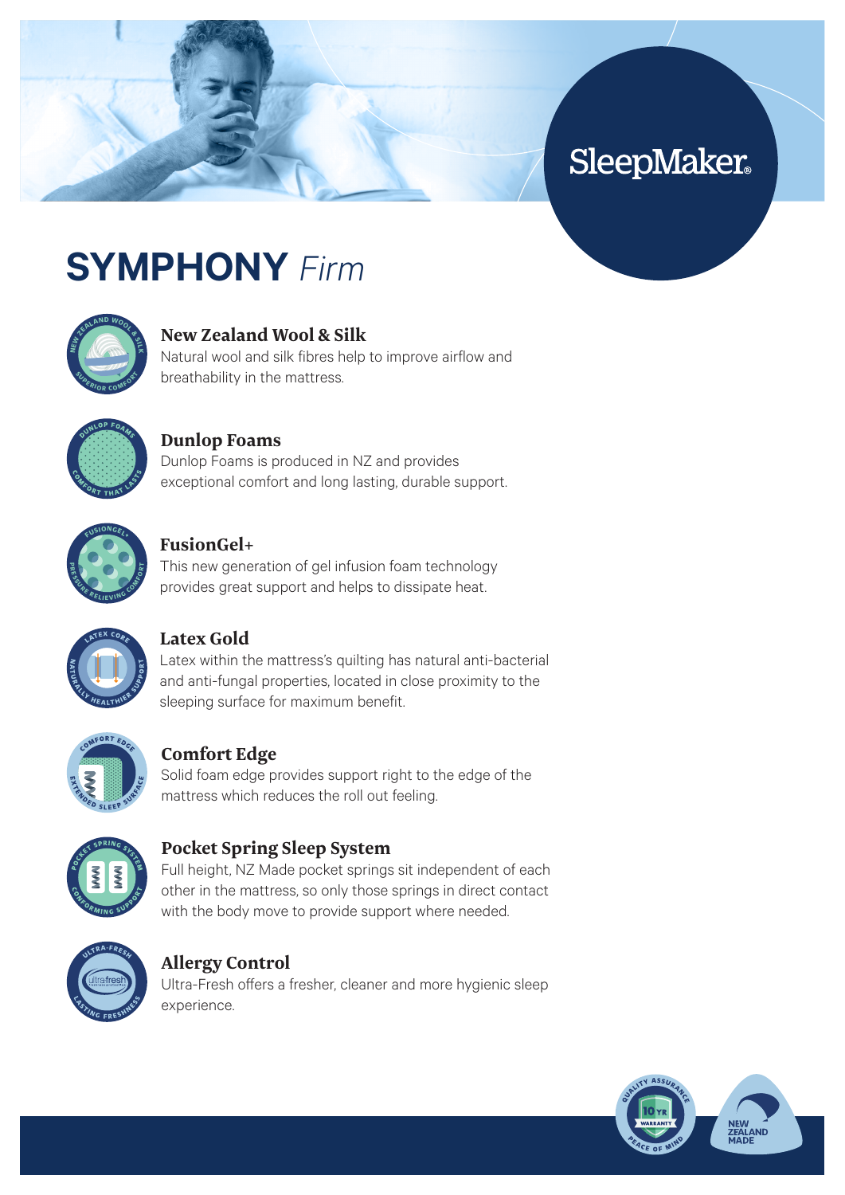SleepMaker

# SYMPHONY *Firm*

### New Zealand Wool & Silk
Natural wool and silk fibres help to improve airflow and breathability in the mattress.

### Dunlop Foams
Dunlop Foams is produced in NZ and provides exceptional comfort and long lasting, durable support.

### FusionGel+
This new generation of gel infusion foam technology provides great support and helps to dissipate heat.

### Latex Gold
Latex within the mattress's quilting has natural anti-bacterial and anti-fungal properties, located in close proximity to the sleeping surface for maximum benefit.

### Comfort Edge
Solid foam edge provides support right to the edge of the mattress which reduces the roll out feeling.

### Pocket Spring Sleep System
Full height, NZ Made pocket springs sit independent of each other in the mattress, so only those springs in direct contact with the body move to provide support where needed.

### Allergy Control
Ultra-Fresh offers a fresher, cleaner and more hygienic sleep experience.

QUALITY ASSURANCE 10 YR WARRANTY PEACE OF MIND

NEW ZEALAND MADE